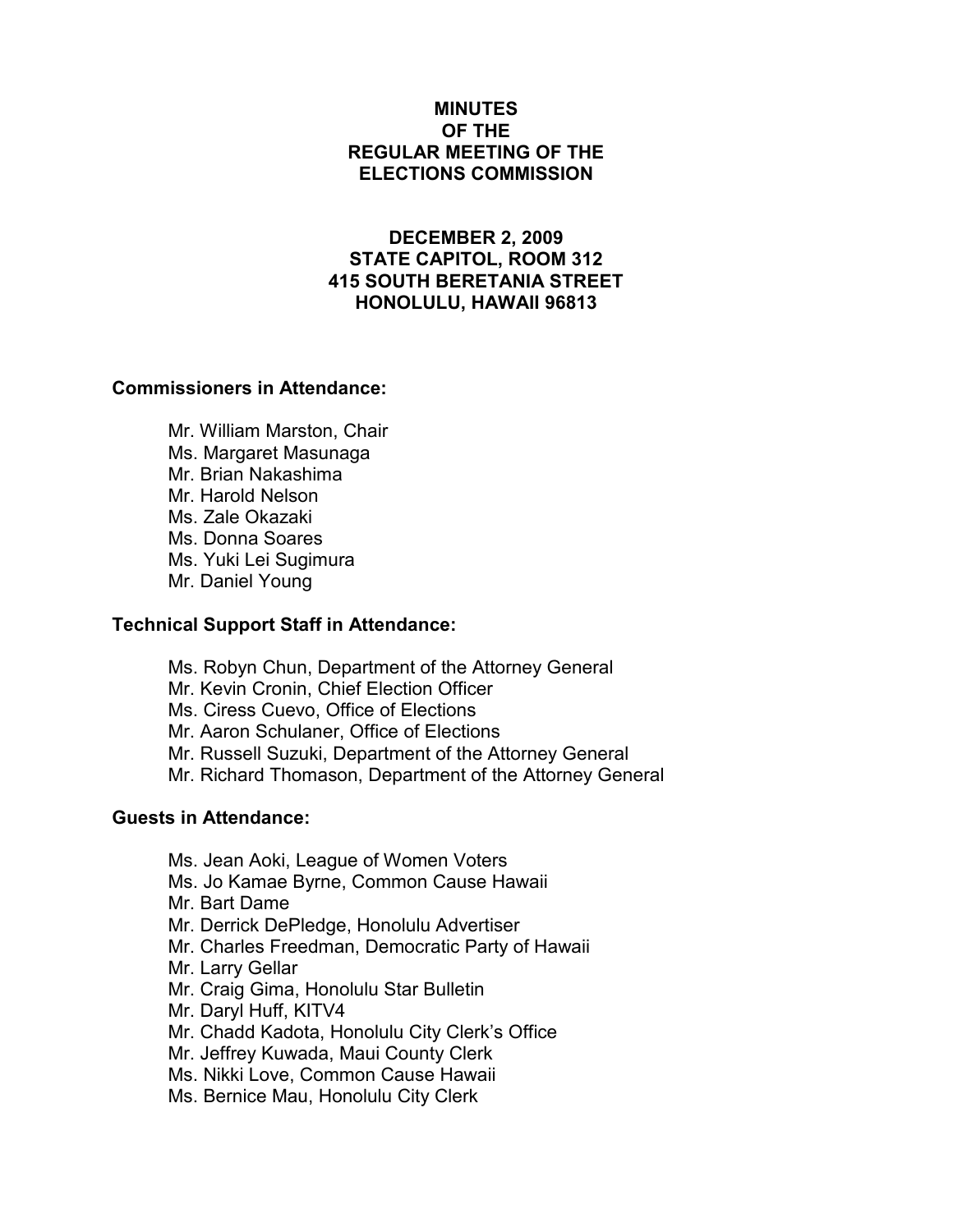# MINUTES
# OF THE
# REGULAR MEETING OF THE
# ELECTIONS COMMISSION

## DECEMBER 2, 2009
## STATE CAPITOL, ROOM 312
## 415 SOUTH BERETANIA STREET
## HONOLULU, HAWAII 96813

**Commissioners in Attendance:**

Mr. William Marston, Chair
Ms. Margaret Masunaga
Mr. Brian Nakashima
Mr. Harold Nelson
Ms. Zale Okazaki
Ms. Donna Soares
Ms. Yuki Lei Sugimura
Mr. Daniel Young

**Technical Support Staff in Attendance:**

Ms. Robyn Chun, Department of the Attorney General
Mr. Kevin Cronin, Chief Election Officer
Ms. Ciress Cuevo, Office of Elections
Mr. Aaron Schulaner, Office of Elections
Mr. Russell Suzuki, Department of the Attorney General
Mr. Richard Thomason, Department of the Attorney General

**Guests in Attendance:**

Ms. Jean Aoki, League of Women Voters
Ms. Jo Kamae Byrne, Common Cause Hawaii
Mr. Bart Dame
Mr. Derrick DePledge, Honolulu Advertiser
Mr. Charles Freedman, Democratic Party of Hawaii
Mr. Larry Gellar
Mr. Craig Gima, Honolulu Star Bulletin
Mr. Daryl Huff, KITV4
Mr. Chadd Kadota, Honolulu City Clerk's Office
Mr. Jeffrey Kuwada, Maui County Clerk
Ms. Nikki Love, Common Cause Hawaii
Ms. Bernice Mau, Honolulu City Clerk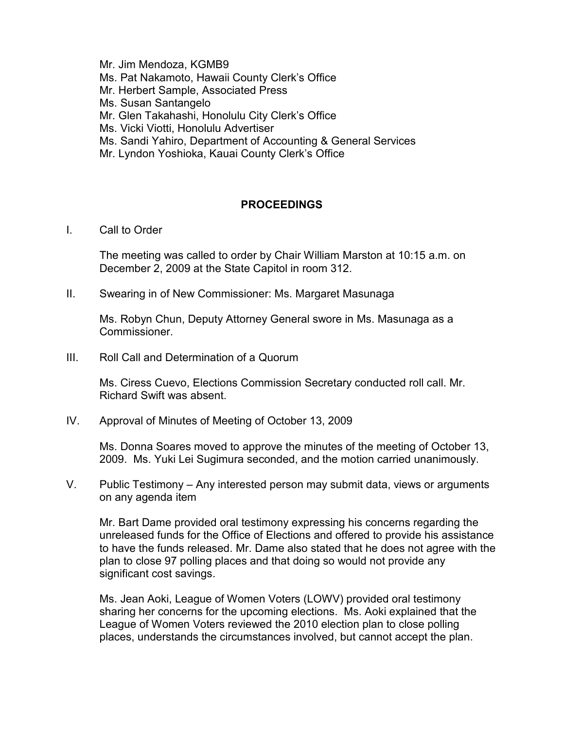Mr. Jim Mendoza, KGMB9
Ms. Pat Nakamoto, Hawaii County Clerk's Office
Mr. Herbert Sample, Associated Press
Ms. Susan Santangelo
Mr. Glen Takahashi, Honolulu City Clerk's Office
Ms. Vicki Viotti, Honolulu Advertiser
Ms. Sandi Yahiro, Department of Accounting & General Services
Mr. Lyndon Yoshioka, Kauai County Clerk's Office

## PROCEEDINGS

I. Call to Order

The meeting was called to order by Chair William Marston at 10:15 a.m. on December 2, 2009 at the State Capitol in room 312.

II. Swearing in of New Commissioner: Ms. Margaret Masunaga

Ms. Robyn Chun, Deputy Attorney General swore in Ms. Masunaga as a Commissioner.

III. Roll Call and Determination of a Quorum

Ms. Ciress Cuevo, Elections Commission Secretary conducted roll call. Mr. Richard Swift was absent.

IV. Approval of Minutes of Meeting of October 13, 2009

Ms. Donna Soares moved to approve the minutes of the meeting of October 13, 2009. Ms. Yuki Lei Sugimura seconded, and the motion carried unanimously.

V. Public Testimony – Any interested person may submit data, views or arguments on any agenda item

Mr. Bart Dame provided oral testimony expressing his concerns regarding the unreleased funds for the Office of Elections and offered to provide his assistance to have the funds released. Mr. Dame also stated that he does not agree with the plan to close 97 polling places and that doing so would not provide any significant cost savings.

Ms. Jean Aoki, League of Women Voters (LOWV) provided oral testimony sharing her concerns for the upcoming elections. Ms. Aoki explained that the League of Women Voters reviewed the 2010 election plan to close polling places, understands the circumstances involved, but cannot accept the plan.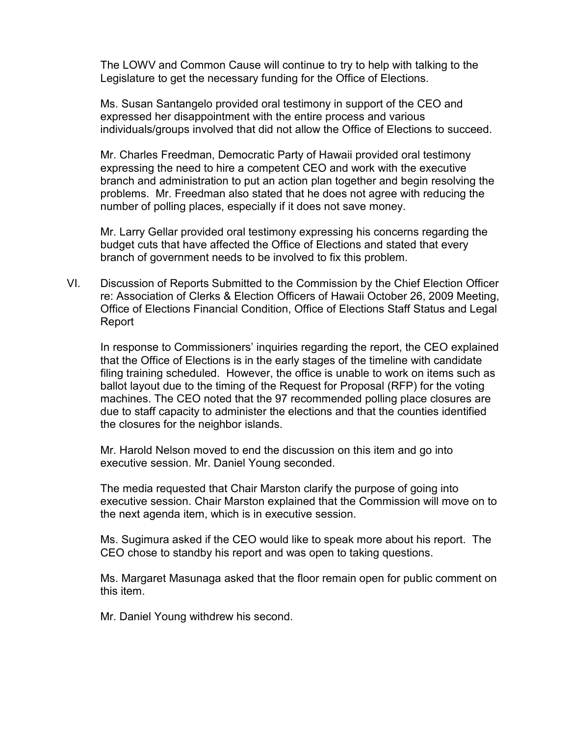The LOWV and Common Cause will continue to try to help with talking to the Legislature to get the necessary funding for the Office of Elections.

Ms. Susan Santangelo provided oral testimony in support of the CEO and expressed her disappointment with the entire process and various individuals/groups involved that did not allow the Office of Elections to succeed.

Mr. Charles Freedman, Democratic Party of Hawaii provided oral testimony expressing the need to hire a competent CEO and work with the executive branch and administration to put an action plan together and begin resolving the problems. Mr. Freedman also stated that he does not agree with reducing the number of polling places, especially if it does not save money.

Mr. Larry Gellar provided oral testimony expressing his concerns regarding the budget cuts that have affected the Office of Elections and stated that every branch of government needs to be involved to fix this problem.

VI. Discussion of Reports Submitted to the Commission by the Chief Election Officer re: Association of Clerks & Election Officers of Hawaii October 26, 2009 Meeting, Office of Elections Financial Condition, Office of Elections Staff Status and Legal Report

In response to Commissioners' inquiries regarding the report, the CEO explained that the Office of Elections is in the early stages of the timeline with candidate filing training scheduled. However, the office is unable to work on items such as ballot layout due to the timing of the Request for Proposal (RFP) for the voting machines. The CEO noted that the 97 recommended polling place closures are due to staff capacity to administer the elections and that the counties identified the closures for the neighbor islands.

Mr. Harold Nelson moved to end the discussion on this item and go into executive session. Mr. Daniel Young seconded.

The media requested that Chair Marston clarify the purpose of going into executive session. Chair Marston explained that the Commission will move on to the next agenda item, which is in executive session.

Ms. Sugimura asked if the CEO would like to speak more about his report. The CEO chose to standby his report and was open to taking questions.

Ms. Margaret Masunaga asked that the floor remain open for public comment on this item.

Mr. Daniel Young withdrew his second.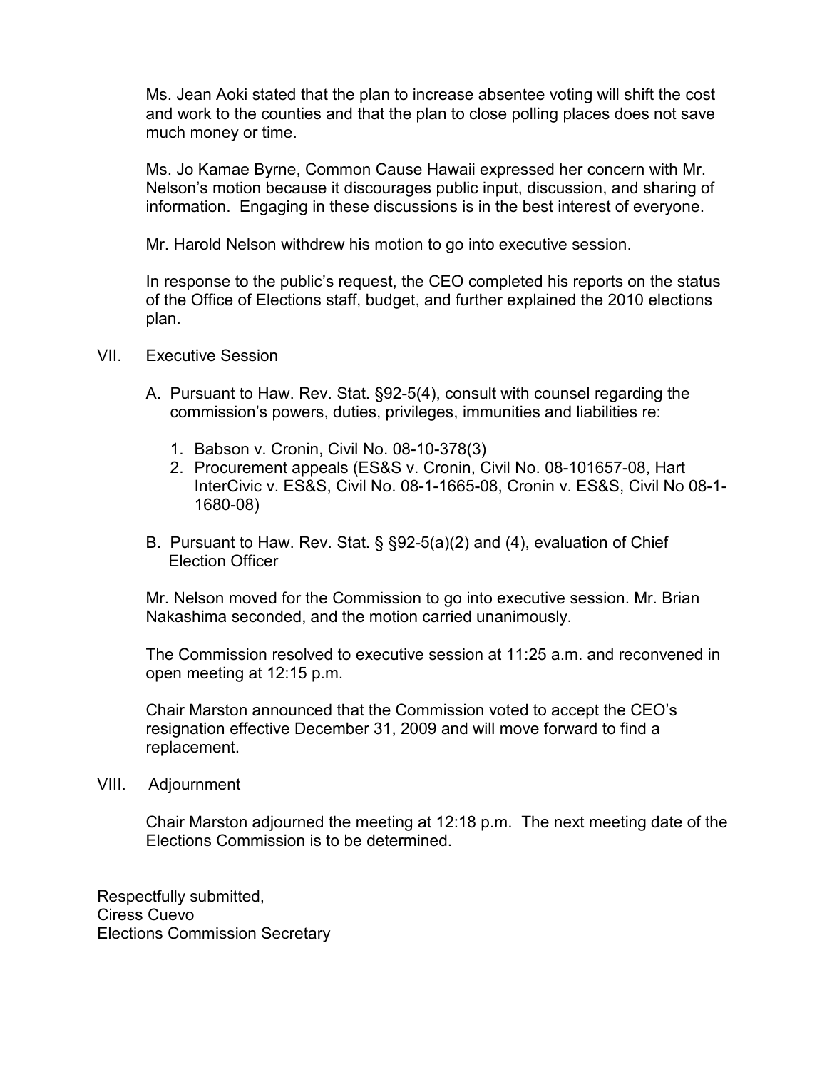Ms. Jean Aoki stated that the plan to increase absentee voting will shift the cost and work to the counties and that the plan to close polling places does not save much money or time.

Ms. Jo Kamae Byrne, Common Cause Hawaii expressed her concern with Mr. Nelson's motion because it discourages public input, discussion, and sharing of information. Engaging in these discussions is in the best interest of everyone.

Mr. Harold Nelson withdrew his motion to go into executive session.

In response to the public's request, the CEO completed his reports on the status of the Office of Elections staff, budget, and further explained the 2010 elections plan.

VII. Executive Session

A. Pursuant to Haw. Rev. Stat. §92-5(4), consult with counsel regarding the commission's powers, duties, privileges, immunities and liabilities re:

1. Babson v. Cronin, Civil No. 08-10-378(3)
2. Procurement appeals (ES&S v. Cronin, Civil No. 08-101657-08, Hart InterCivic v. ES&S, Civil No. 08-1-1665-08, Cronin v. ES&S, Civil No 08-1-1680-08)

B. Pursuant to Haw. Rev. Stat. § §92-5(a)(2) and (4), evaluation of Chief Election Officer

Mr. Nelson moved for the Commission to go into executive session. Mr. Brian Nakashima seconded, and the motion carried unanimously.

The Commission resolved to executive session at 11:25 a.m. and reconvened in open meeting at 12:15 p.m.

Chair Marston announced that the Commission voted to accept the CEO's resignation effective December 31, 2009 and will move forward to find a replacement.

VIII. Adjournment

Chair Marston adjourned the meeting at 12:18 p.m. The next meeting date of the Elections Commission is to be determined.

Respectfully submitted,
Ciress Cuevo
Elections Commission Secretary